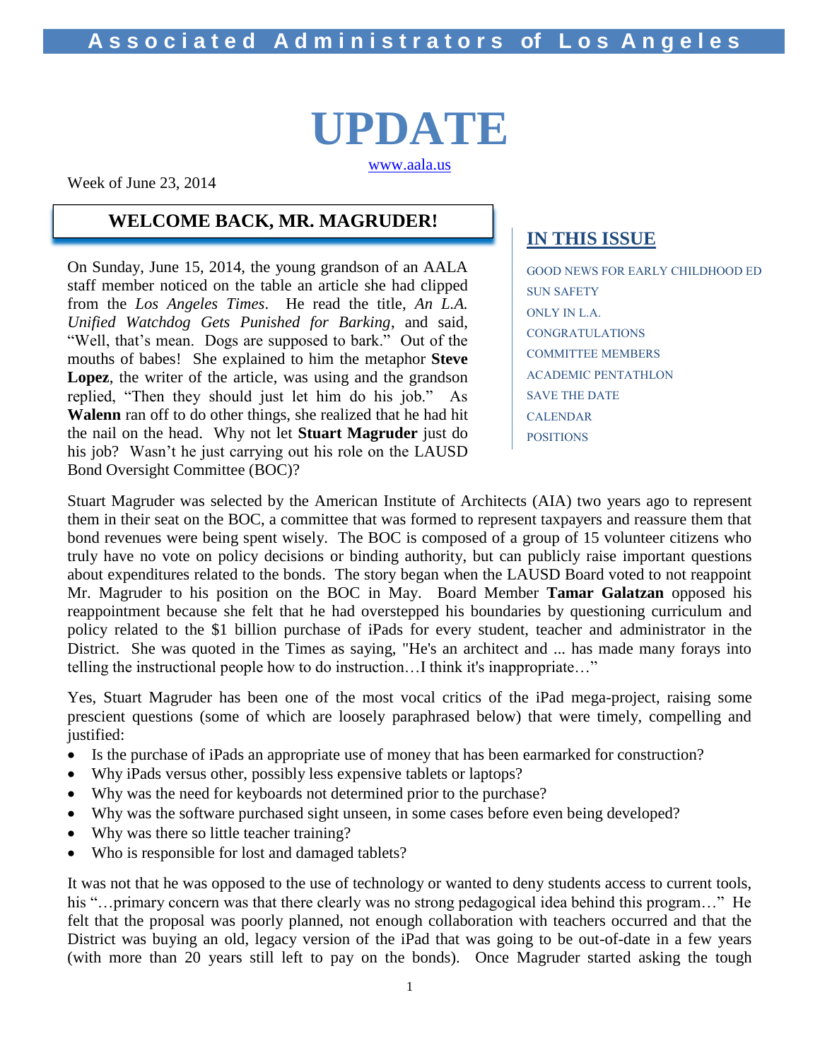# Associated Administrators of Los Angeles

# UPDATE

www.aala.us

Week of June 23, 2014

## WELCOME BACK, MR. MAGRUDER!

On Sunday, June 15, 2014, the young grandson of an AALA staff member noticed on the table an article she had clipped from the *Los Angeles Times*. He read the title, *An L.A. Unified Watchdog Gets Punished for Barking*, and said, "Well, that's mean. Dogs are supposed to bark." Out of the mouths of babes! She explained to him the metaphor **Steve Lopez**, the writer of the article, was using and the grandson replied, "Then they should just let him do his job." As **Walenn** ran off to do other things, she realized that he had hit the nail on the head. Why not let **Stuart Magruder** just do his job? Wasn't he just carrying out his role on the LAUSD Bond Oversight Committee (BOC)?

### IN THIS ISSUE

- GOOD NEWS FOR EARLY CHILDHOOD ED
- SUN SAFETY
- ONLY IN L.A.
- CONGRATULATIONS
- COMMITTEE MEMBERS
- ACADEMIC PENTATHLON
- SAVE THE DATE
- CALENDAR
- POSITIONS

Stuart Magruder was selected by the American Institute of Architects (AIA) two years ago to represent them in their seat on the BOC, a committee that was formed to represent taxpayers and reassure them that bond revenues were being spent wisely. The BOC is composed of a group of 15 volunteer citizens who truly have no vote on policy decisions or binding authority, but can publicly raise important questions about expenditures related to the bonds. The story began when the LAUSD Board voted to not reappoint Mr. Magruder to his position on the BOC in May. Board Member **Tamar Galatzan** opposed his reappointment because she felt that he had overstepped his boundaries by questioning curriculum and policy related to the $1 billion purchase of iPads for every student, teacher and administrator in the District. She was quoted in the Times as saying, "He's an architect and ... has made many forays into telling the instructional people how to do instruction…I think it's inappropriate…"

Yes, Stuart Magruder has been one of the most vocal critics of the iPad mega-project, raising some prescient questions (some of which are loosely paraphrased below) that were timely, compelling and justified:

- Is the purchase of iPads an appropriate use of money that has been earmarked for construction?
- Why iPads versus other, possibly less expensive tablets or laptops?
- Why was the need for keyboards not determined prior to the purchase?
- Why was the software purchased sight unseen, in some cases before even being developed?
- Why was there so little teacher training?
- Who is responsible for lost and damaged tablets?

It was not that he was opposed to the use of technology or wanted to deny students access to current tools, his "…primary concern was that there clearly was no strong pedagogical idea behind this program…" He felt that the proposal was poorly planned, not enough collaboration with teachers occurred and that the District was buying an old, legacy version of the iPad that was going to be out-of-date in a few years (with more than 20 years still left to pay on the bonds). Once Magruder started asking the tough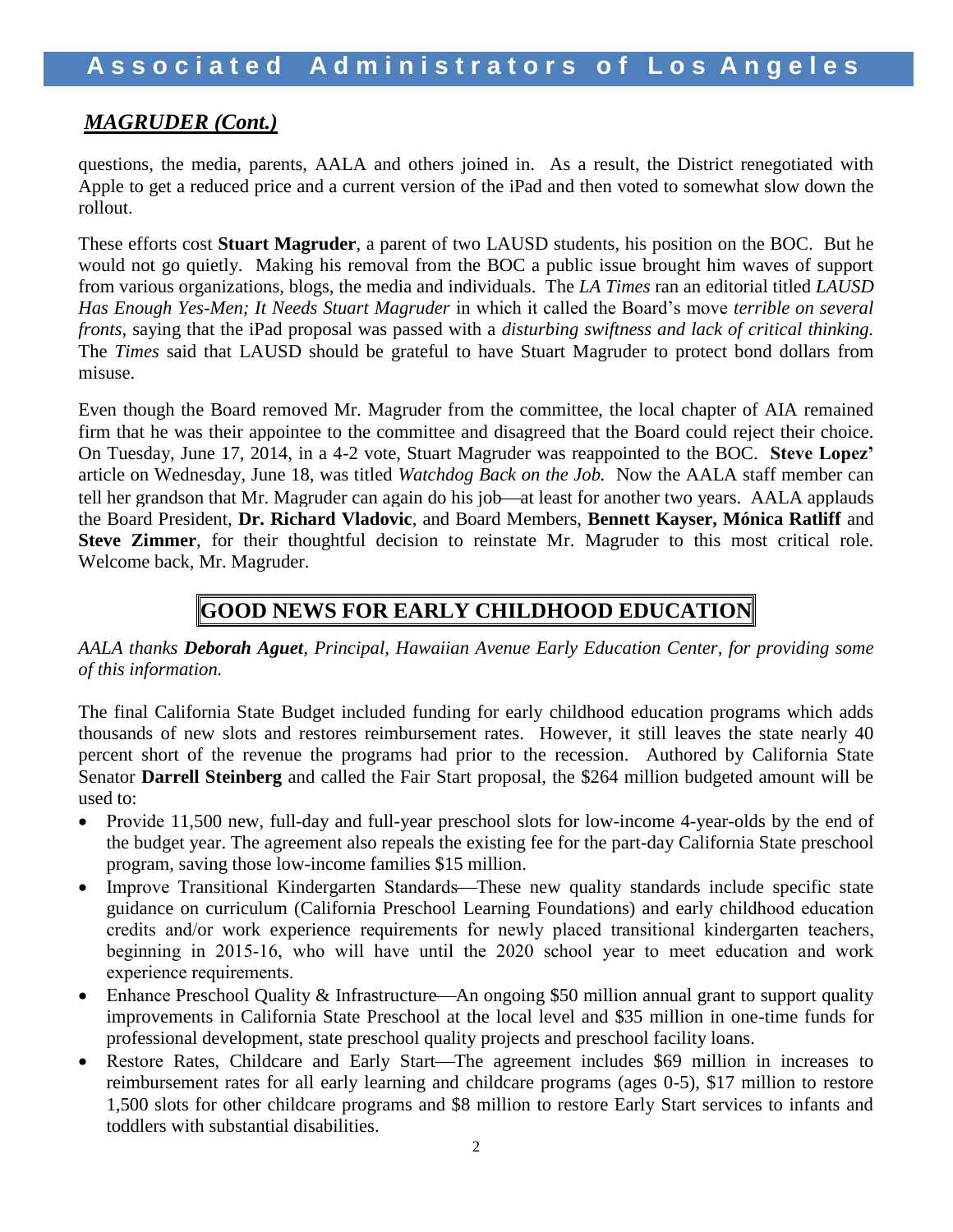## *MAGRUDER (Cont.)*

questions, the media, parents, AALA and others joined in. As a result, the District renegotiated with Apple to get a reduced price and a current version of the iPad and then voted to somewhat slow down the rollout.

These efforts cost **Stuart Magruder**, a parent of two LAUSD students, his position on the BOC. But he would not go quietly. Making his removal from the BOC a public issue brought him waves of support from various organizations, blogs, the media and individuals. The *LA Times* ran an editorial titled *LAUSD Has Enough Yes-Men; It Needs Stuart Magruder* in which it called the Board's move *terrible on several fronts*, saying that the iPad proposal was passed with a *disturbing swiftness and lack of critical thinking.* The *Times* said that LAUSD should be grateful to have Stuart Magruder to protect bond dollars from misuse.

Even though the Board removed Mr. Magruder from the committee, the local chapter of AIA remained firm that he was their appointee to the committee and disagreed that the Board could reject their choice. On Tuesday, June 17, 2014, in a 4-2 vote, Stuart Magruder was reappointed to the BOC. **Steve Lopez'** article on Wednesday, June 18, was titled *Watchdog Back on the Job.* Now the AALA staff member can tell her grandson that Mr. Magruder can again do his job—at least for another two years. AALA applauds the Board President, **Dr. Richard Vladovic**, and Board Members, **Bennett Kayser, Mónica Ratliff** and **Steve Zimmer**, for their thoughtful decision to reinstate Mr. Magruder to this most critical role. Welcome back, Mr. Magruder.

## GOOD NEWS FOR EARLY CHILDHOOD EDUCATION

*AALA thanks **Deborah Aguet**, Principal, Hawaiian Avenue Early Education Center, for providing some of this information.*

The final California State Budget included funding for early childhood education programs which adds thousands of new slots and restores reimbursement rates. However, it still leaves the state nearly 40 percent short of the revenue the programs had prior to the recession. Authored by California State Senator **Darrell Steinberg** and called the Fair Start proposal, the $264 million budgeted amount will be used to:

- Provide 11,500 new, full-day and full-year preschool slots for low-income 4-year-olds by the end of the budget year. The agreement also repeals the existing fee for the part-day California State preschool program, saving those low-income families $15 million.
- Improve Transitional Kindergarten Standards—These new quality standards include specific state guidance on curriculum (California Preschool Learning Foundations) and early childhood education credits and/or work experience requirements for newly placed transitional kindergarten teachers, beginning in 2015-16, who will have until the 2020 school year to meet education and work experience requirements.
- Enhance Preschool Quality & Infrastructure—An ongoing $50 million annual grant to support quality improvements in California State Preschool at the local level and $35 million in one-time funds for professional development, state preschool quality projects and preschool facility loans.
- Restore Rates, Childcare and Early Start—The agreement includes $69 million in increases to reimbursement rates for all early learning and childcare programs (ages 0-5), $17 million to restore 1,500 slots for other childcare programs and $8 million to restore Early Start services to infants and toddlers with substantial disabilities.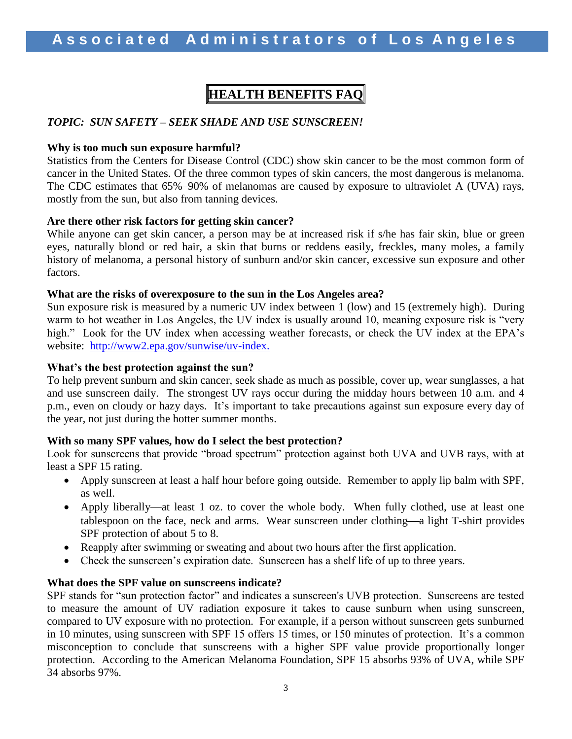# HEALTH BENEFITS FAQ

***TOPIC: SUN SAFETY – SEEK SHADE AND USE SUNSCREEN!***

**Why is too much sun exposure harmful?**

Statistics from the Centers for Disease Control (CDC) show skin cancer to be the most common form of cancer in the United States. Of the three common types of skin cancers, the most dangerous is melanoma. The CDC estimates that 65%–90% of melanomas are caused by exposure to ultraviolet A (UVA) rays, mostly from the sun, but also from tanning devices.

**Are there other risk factors for getting skin cancer?**

While anyone can get skin cancer, a person may be at increased risk if s/he has fair skin, blue or green eyes, naturally blond or red hair, a skin that burns or reddens easily, freckles, many moles, a family history of melanoma, a personal history of sunburn and/or skin cancer, excessive sun exposure and other factors.

**What are the risks of overexposure to the sun in the Los Angeles area?**

Sun exposure risk is measured by a numeric UV index between 1 (low) and 15 (extremely high). During warm to hot weather in Los Angeles, the UV index is usually around 10, meaning exposure risk is "very high." Look for the UV index when accessing weather forecasts, or check the UV index at the EPA's website: [http://www2.epa.gov/sunwise/uv-index.](http://www2.epa.gov/sunwise/uv-index)

**What's the best protection against the sun?**

To help prevent sunburn and skin cancer, seek shade as much as possible, cover up, wear sunglasses, a hat and use sunscreen daily. The strongest UV rays occur during the midday hours between 10 a.m. and 4 p.m., even on cloudy or hazy days. It's important to take precautions against sun exposure every day of the year, not just during the hotter summer months.

**With so many SPF values, how do I select the best protection?**

Look for sunscreens that provide "broad spectrum" protection against both UVA and UVB rays, with at least a SPF 15 rating.

- Apply sunscreen at least a half hour before going outside. Remember to apply lip balm with SPF, as well.
- Apply liberally—at least 1 oz. to cover the whole body. When fully clothed, use at least one tablespoon on the face, neck and arms. Wear sunscreen under clothing—a light T-shirt provides SPF protection of about 5 to 8.
- Reapply after swimming or sweating and about two hours after the first application.
- Check the sunscreen's expiration date. Sunscreen has a shelf life of up to three years.

**What does the SPF value on sunscreens indicate?**

SPF stands for "sun protection factor" and indicates a sunscreen's UVB protection. Sunscreens are tested to measure the amount of UV radiation exposure it takes to cause sunburn when using sunscreen, compared to UV exposure with no protection. For example, if a person without sunscreen gets sunburned in 10 minutes, using sunscreen with SPF 15 offers 15 times, or 150 minutes of protection. It's a common misconception to conclude that sunscreens with a higher SPF value provide proportionally longer protection. According to the American Melanoma Foundation, SPF 15 absorbs 93% of UVA, while SPF 34 absorbs 97%.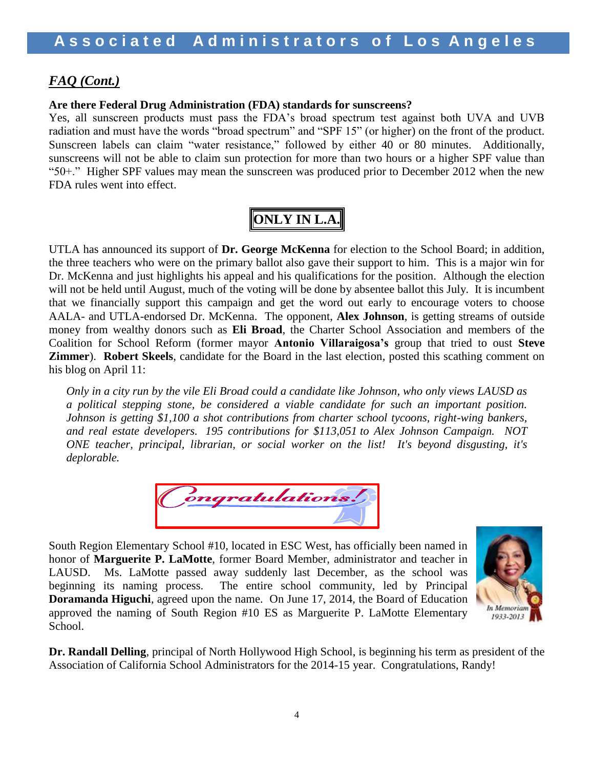## *FAQ (Cont.)*

**Are there Federal Drug Administration (FDA) standards for sunscreens?**

Yes, all sunscreen products must pass the FDA's broad spectrum test against both UVA and UVB radiation and must have the words "broad spectrum" and "SPF 15" (or higher) on the front of the product. Sunscreen labels can claim "water resistance," followed by either 40 or 80 minutes. Additionally, sunscreens will not be able to claim sun protection for more than two hours or a higher SPF value than "50+." Higher SPF values may mean the sunscreen was produced prior to December 2012 when the new FDA rules went into effect.

## ONLY IN L.A.

UTLA has announced its support of **Dr. George McKenna** for election to the School Board; in addition, the three teachers who were on the primary ballot also gave their support to him. This is a major win for Dr. McKenna and just highlights his appeal and his qualifications for the position. Although the election will not be held until August, much of the voting will be done by absentee ballot this July. It is incumbent that we financially support this campaign and get the word out early to encourage voters to choose AALA- and UTLA-endorsed Dr. McKenna. The opponent, **Alex Johnson**, is getting streams of outside money from wealthy donors such as **Eli Broad**, the Charter School Association and members of the Coalition for School Reform (former mayor **Antonio Villaraigosa's** group that tried to oust **Steve Zimmer**). **Robert Skeels**, candidate for the Board in the last election, posted this scathing comment on his blog on April 11:

> *Only in a city run by the vile Eli Broad could a candidate like Johnson, who only views LAUSD as a political stepping stone, be considered a viable candidate for such an important position. Johnson is getting $1,100 a shot contributions from charter school tycoons, right-wing bankers, and real estate developers. 195 contributions for $113,051 to Alex Johnson Campaign. NOT ONE teacher, principal, librarian, or social worker on the list! It's beyond disgusting, it's deplorable.*

## Congratulations!

South Region Elementary School #10, located in ESC West, has officially been named in honor of **Marguerite P. LaMotte**, former Board Member, administrator and teacher in LAUSD. Ms. LaMotte passed away suddenly last December, as the school was beginning its naming process. The entire school community, led by Principal **Doramanda Higuchi**, agreed upon the name. On June 17, 2014, the Board of Education approved the naming of South Region #10 ES as Marguerite P. LaMotte Elementary School.

*In Memoriam 1933-2013*

**Dr. Randall Delling**, principal of North Hollywood High School, is beginning his term as president of the Association of California School Administrators for the 2014-15 year. Congratulations, Randy!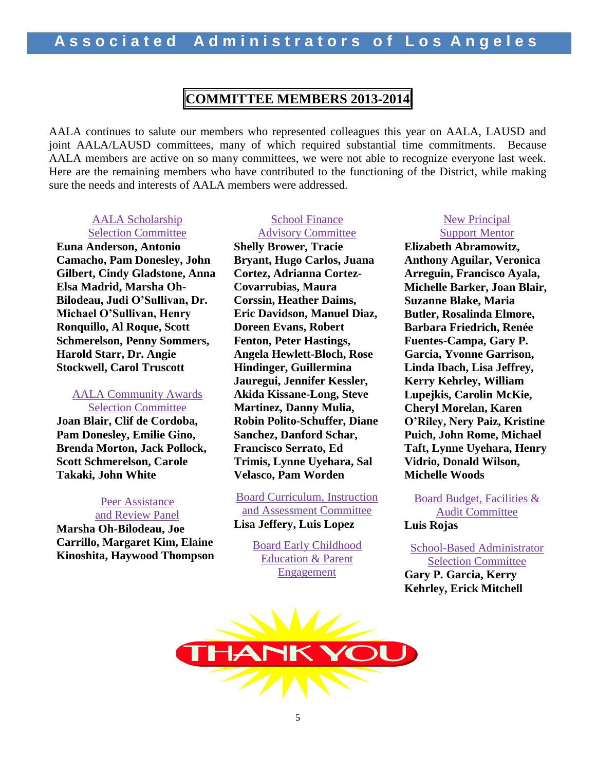## COMMITTEE MEMBERS 2013-2014

AALA continues to salute our members who represented colleagues this year on AALA, LAUSD and joint AALA/LAUSD committees, many of which required substantial time commitments. Because AALA members are active on so many committees, we were not able to recognize everyone last week. Here are the remaining members who have contributed to the functioning of the District, while making sure the needs and interests of AALA members were addressed.

### AALA Scholarship Selection Committee

**Euna Anderson, Antonio Camacho, Pam Donesley, John Gilbert, Cindy Gladstone, Anna Elsa Madrid, Marsha Oh-Bilodeau, Judi O'Sullivan, Dr. Michael O'Sullivan, Henry Ronquillo, Al Roque, Scott Schmerelson, Penny Sommers, Harold Starr, Dr. Angie Stockwell, Carol Truscott**

### AALA Community Awards Selection Committee

**Joan Blair, Clif de Cordoba, Pam Donesley, Emilie Gino, Brenda Morton, Jack Pollock, Scott Schmerelson, Carole Takaki, John White**

### Peer Assistance and Review Panel

**Marsha Oh-Bilodeau, Joe Carrillo, Margaret Kim, Elaine Kinoshita, Haywood Thompson**

### School Finance Advisory Committee

**Shelly Brower, Tracie Bryant, Hugo Carlos, Juana Cortez, Adrianna Cortez-Covarrubias, Maura Corssin, Heather Daims, Eric Davidson, Manuel Diaz, Doreen Evans, Robert Fenton, Peter Hastings, Angela Hewlett-Bloch, Rose Hindinger, Guillermina Jauregui, Jennifer Kessler, Akida Kissane-Long, Steve Martinez, Danny Mulia, Robin Polito-Schuffer, Diane Sanchez, Danford Schar, Francisco Serrato, Ed Trimis, Lynne Uyehara, Sal Velasco, Pam Worden**

### Board Curriculum, Instruction and Assessment Committee

**Lisa Jeffery, Luis Lopez**

### Board Early Childhood Education & Parent Engagement

### New Principal Support Mentor

**Elizabeth Abramowitz, Anthony Aguilar, Veronica Arreguin, Francisco Ayala, Michelle Barker, Joan Blair, Suzanne Blake, Maria Butler, Rosalinda Elmore, Barbara Friedrich, Renée Fuentes-Campa, Gary P. Garcia, Yvonne Garrison, Linda Ibach, Lisa Jeffrey, Kerry Kehrley, William Lupejkis, Carolin McKie, Cheryl Morelan, Karen O'Riley, Nery Paiz, Kristine Puich, John Rome, Michael Taft, Lynne Uyehara, Henry Vidrio, Donald Wilson, Michelle Woods**

### Board Budget, Facilities & Audit Committee

**Luis Rojas**

### School-Based Administrator Selection Committee

**Gary P. Garcia, Kerry Kehrley, Erick Mitchell**

THANK YOU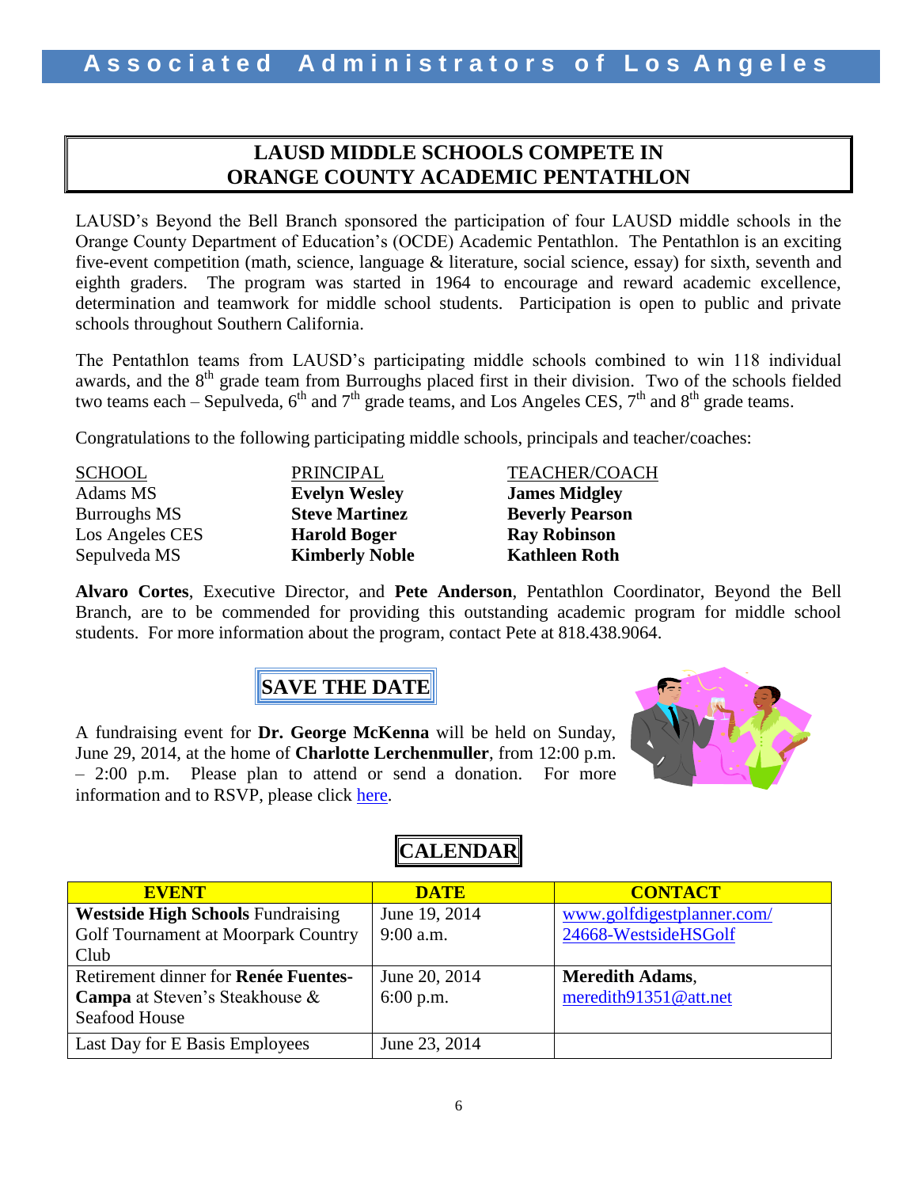## LAUSD MIDDLE SCHOOLS COMPETE IN ORANGE COUNTY ACADEMIC PENTATHLON

LAUSD's Beyond the Bell Branch sponsored the participation of four LAUSD middle schools in the Orange County Department of Education's (OCDE) Academic Pentathlon. The Pentathlon is an exciting five-event competition (math, science, language & literature, social science, essay) for sixth, seventh and eighth graders. The program was started in 1964 to encourage and reward academic excellence, determination and teamwork for middle school students. Participation is open to public and private schools throughout Southern California.

The Pentathlon teams from LAUSD's participating middle schools combined to win 118 individual awards, and the 8th grade team from Burroughs placed first in their division. Two of the schools fielded two teams each – Sepulveda, 6th and 7th grade teams, and Los Angeles CES, 7th and 8th grade teams.

Congratulations to the following participating middle schools, principals and teacher/coaches:

| SCHOOL | PRINCIPAL | TEACHER/COACH |
|---|---|---|
| Adams MS | **Evelyn Wesley** | **James Midgley** |
| Burroughs MS | **Steve Martinez** | **Beverly Pearson** |
| Los Angeles CES | **Harold Boger** | **Ray Robinson** |
| Sepulveda MS | **Kimberly Noble** | **Kathleen Roth** |

**Alvaro Cortes**, Executive Director, and **Pete Anderson**, Pentathlon Coordinator, Beyond the Bell Branch, are to be commended for providing this outstanding academic program for middle school students. For more information about the program, contact Pete at 818.438.9064.

## SAVE THE DATE

A fundraising event for **Dr. George McKenna** will be held on Sunday, June 29, 2014, at the home of **Charlotte Lerchenmuller**, from 12:00 p.m. – 2:00 p.m. Please plan to attend or send a donation. For more information and to RSVP, please click here.

## CALENDAR

| EVENT | DATE | CONTACT |
|---|---|---|
| **Westside High Schools** Fundraising Golf Tournament at Moorpark Country Club | June 19, 2014 9:00 a.m. | www.golfdigestplanner.com/24668-WestsideHSGolf |
| Retirement dinner for **Renée Fuentes-Campa** at Steven's Steakhouse & Seafood House | June 20, 2014 6:00 p.m. | **Meredith Adams**, meredith91351@att.net |
| Last Day for E Basis Employees | June 23, 2014 | |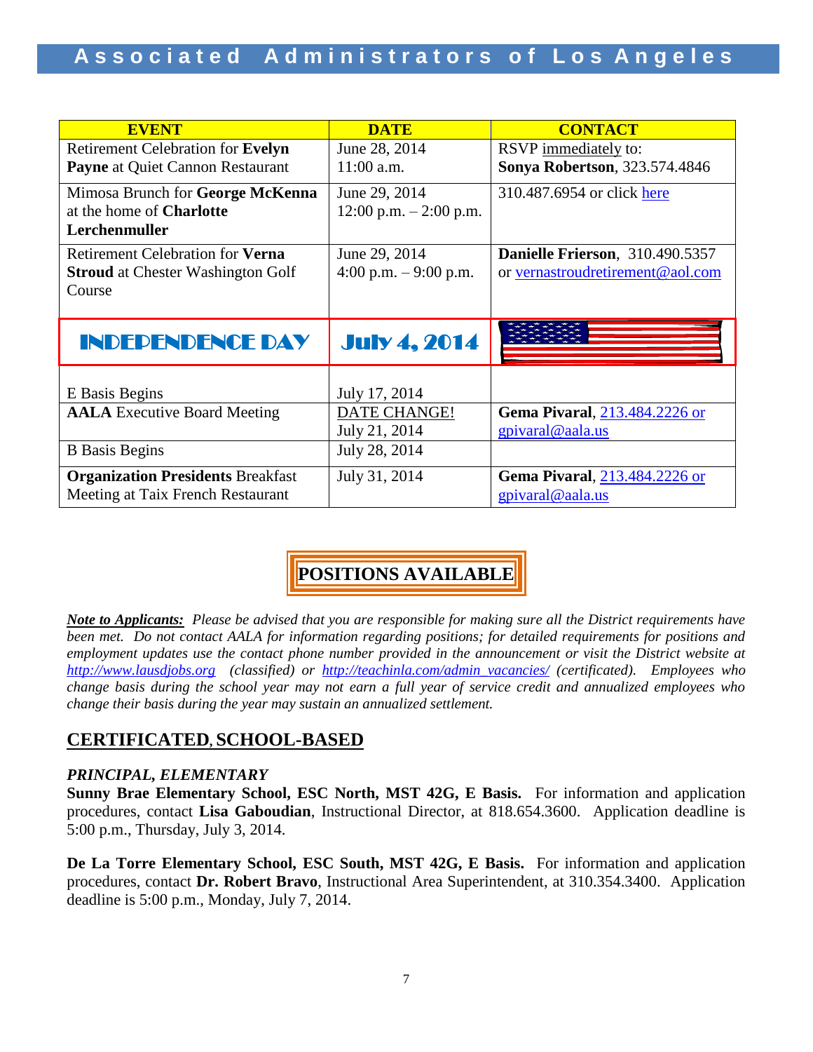| EVENT | DATE | CONTACT |
|---|---|---|
| Retirement Celebration for **Evelyn Payne** at Quiet Cannon Restaurant | June 28, 2014<br>11:00 a.m. | RSVP immediately to:<br>**Sonya Robertson**, 323.574.4846 |
| Mimosa Brunch for **George McKenna** at the home of **Charlotte Lerchenmuller** | June 29, 2014<br>12:00 p.m. – 2:00 p.m. | 310.487.6954 or click here |
| Retirement Celebration for **Verna Stroud** at Chester Washington Golf Course | June 29, 2014<br>4:00 p.m. – 9:00 p.m. | **Danielle Frierson**, 310.490.5357 or vernastroudretirement@aol.com |
| **INDEPENDENCE DAY** | **July 4, 2014** | |
| E Basis Begins | July 17, 2014 | |
| **AALA** Executive Board Meeting | DATE CHANGE!<br>July 21, 2014 | **Gema Pivaral**, 213.484.2226 or gpivaral@aala.us |
| B Basis Begins | July 28, 2014 | |
| **Organization Presidents** Breakfast Meeting at Taix French Restaurant | July 31, 2014 | **Gema Pivaral**, 213.484.2226 or gpivaral@aala.us |

## POSITIONS AVAILABLE

***Note to Applicants:*** *Please be advised that you are responsible for making sure all the District requirements have been met. Do not contact AALA for information regarding positions; for detailed requirements for positions and employment updates use the contact phone number provided in the announcement or visit the District website at http://www.lausdjobs.org (classified) or http://teachinla.com/admin_vacancies/ (certificated). Employees who change basis during the school year may not earn a full year of service credit and annualized employees who change their basis during the year may sustain an annualized settlement.*

## CERTIFICATED, SCHOOL-BASED

### *PRINCIPAL, ELEMENTARY*

**Sunny Brae Elementary School, ESC North, MST 42G, E Basis.** For information and application procedures, contact **Lisa Gaboudian**, Instructional Director, at 818.654.3600. Application deadline is 5:00 p.m., Thursday, July 3, 2014.

**De La Torre Elementary School, ESC South, MST 42G, E Basis.** For information and application procedures, contact **Dr. Robert Bravo**, Instructional Area Superintendent, at 310.354.3400. Application deadline is 5:00 p.m., Monday, July 7, 2014.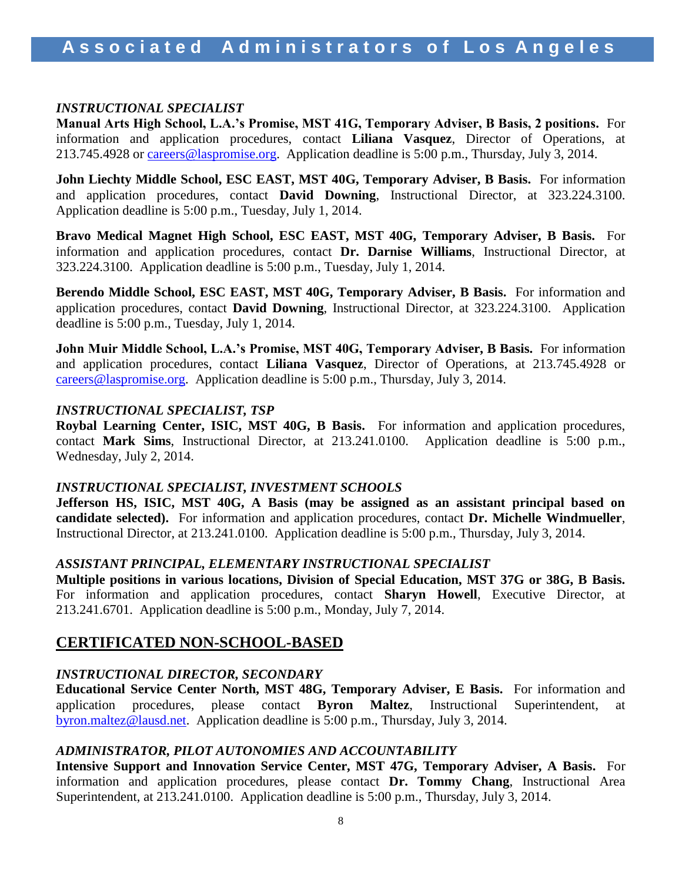### *INSTRUCTIONAL SPECIALIST*

**Manual Arts High School, L.A.'s Promise, MST 41G, Temporary Adviser, B Basis, 2 positions.** For information and application procedures, contact **Liliana Vasquez**, Director of Operations, at 213.745.4928 or careers@laspromise.org. Application deadline is 5:00 p.m., Thursday, July 3, 2014.

**John Liechty Middle School, ESC EAST, MST 40G, Temporary Adviser, B Basis.** For information and application procedures, contact **David Downing**, Instructional Director, at 323.224.3100. Application deadline is 5:00 p.m., Tuesday, July 1, 2014.

**Bravo Medical Magnet High School, ESC EAST, MST 40G, Temporary Adviser, B Basis.** For information and application procedures, contact **Dr. Darnise Williams**, Instructional Director, at 323.224.3100. Application deadline is 5:00 p.m., Tuesday, July 1, 2014.

**Berendo Middle School, ESC EAST, MST 40G, Temporary Adviser, B Basis.** For information and application procedures, contact **David Downing**, Instructional Director, at 323.224.3100. Application deadline is 5:00 p.m., Tuesday, July 1, 2014.

**John Muir Middle School, L.A.'s Promise, MST 40G, Temporary Adviser, B Basis.** For information and application procedures, contact **Liliana Vasquez**, Director of Operations, at 213.745.4928 or careers@laspromise.org. Application deadline is 5:00 p.m., Thursday, July 3, 2014.

### *INSTRUCTIONAL SPECIALIST, TSP*

**Roybal Learning Center, ISIC, MST 40G, B Basis.** For information and application procedures, contact **Mark Sims**, Instructional Director, at 213.241.0100. Application deadline is 5:00 p.m., Wednesday, July 2, 2014.

### *INSTRUCTIONAL SPECIALIST, INVESTMENT SCHOOLS*

**Jefferson HS, ISIC, MST 40G, A Basis (may be assigned as an assistant principal based on candidate selected).** For information and application procedures, contact **Dr. Michelle Windmueller**, Instructional Director, at 213.241.0100. Application deadline is 5:00 p.m., Thursday, July 3, 2014.

### *ASSISTANT PRINCIPAL, ELEMENTARY INSTRUCTIONAL SPECIALIST*

**Multiple positions in various locations, Division of Special Education, MST 37G or 38G, B Basis.** For information and application procedures, contact **Sharyn Howell**, Executive Director, at 213.241.6701. Application deadline is 5:00 p.m., Monday, July 7, 2014.

## CERTIFICATED NON-SCHOOL-BASED

### *INSTRUCTIONAL DIRECTOR, SECONDARY*

**Educational Service Center North, MST 48G, Temporary Adviser, E Basis.** For information and application procedures, please contact **Byron Maltez**, Instructional Superintendent, at byron.maltez@lausd.net. Application deadline is 5:00 p.m., Thursday, July 3, 2014.

### *ADMINISTRATOR, PILOT AUTONOMIES AND ACCOUNTABILITY*

**Intensive Support and Innovation Service Center, MST 47G, Temporary Adviser, A Basis.** For information and application procedures, please contact **Dr. Tommy Chang**, Instructional Area Superintendent, at 213.241.0100. Application deadline is 5:00 p.m., Thursday, July 3, 2014.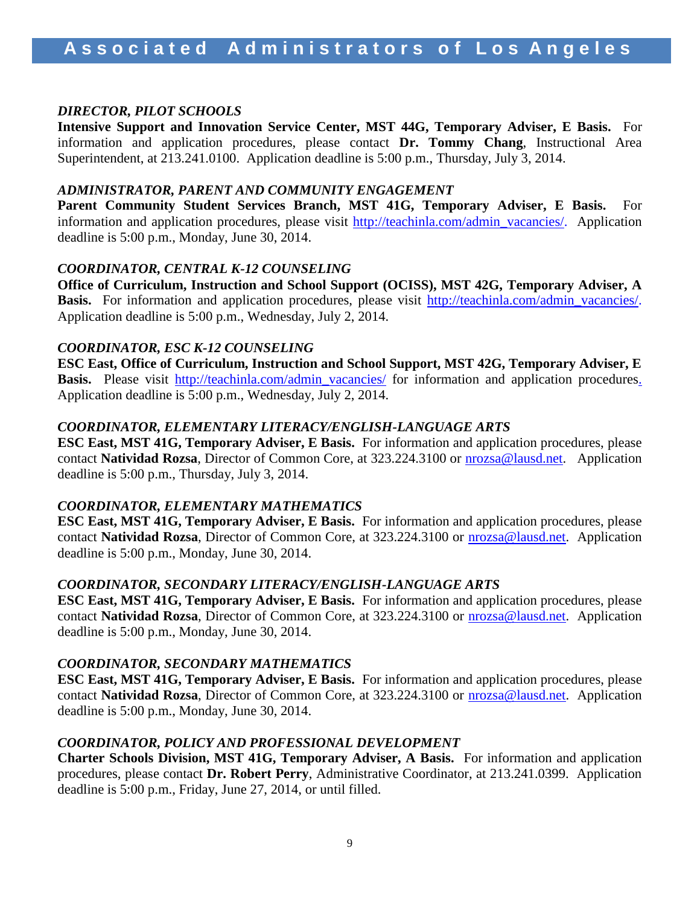### *DIRECTOR, PILOT SCHOOLS*

**Intensive Support and Innovation Service Center, MST 44G, Temporary Adviser, E Basis.** For information and application procedures, please contact **Dr. Tommy Chang**, Instructional Area Superintendent, at 213.241.0100. Application deadline is 5:00 p.m., Thursday, July 3, 2014.

### *ADMINISTRATOR, PARENT AND COMMUNITY ENGAGEMENT*

**Parent Community Student Services Branch, MST 41G, Temporary Adviser, E Basis.** For information and application procedures, please visit http://teachinla.com/admin_vacancies/. Application deadline is 5:00 p.m., Monday, June 30, 2014.

### *COORDINATOR, CENTRAL K-12 COUNSELING*

**Office of Curriculum, Instruction and School Support (OCISS), MST 42G, Temporary Adviser, A Basis.** For information and application procedures, please visit http://teachinla.com/admin_vacancies/. Application deadline is 5:00 p.m., Wednesday, July 2, 2014.

### *COORDINATOR, ESC K-12 COUNSELING*

**ESC East, Office of Curriculum, Instruction and School Support, MST 42G, Temporary Adviser, E Basis.** Please visit http://teachinla.com/admin_vacancies/ for information and application procedures. Application deadline is 5:00 p.m., Wednesday, July 2, 2014.

### *COORDINATOR, ELEMENTARY LITERACY/ENGLISH-LANGUAGE ARTS*

**ESC East, MST 41G, Temporary Adviser, E Basis.** For information and application procedures, please contact **Natividad Rozsa**, Director of Common Core, at 323.224.3100 or nrozsa@lausd.net. Application deadline is 5:00 p.m., Thursday, July 3, 2014.

### *COORDINATOR, ELEMENTARY MATHEMATICS*

**ESC East, MST 41G, Temporary Adviser, E Basis.** For information and application procedures, please contact **Natividad Rozsa**, Director of Common Core, at 323.224.3100 or nrozsa@lausd.net. Application deadline is 5:00 p.m., Monday, June 30, 2014.

### *COORDINATOR, SECONDARY LITERACY/ENGLISH-LANGUAGE ARTS*

**ESC East, MST 41G, Temporary Adviser, E Basis.** For information and application procedures, please contact **Natividad Rozsa**, Director of Common Core, at 323.224.3100 or nrozsa@lausd.net. Application deadline is 5:00 p.m., Monday, June 30, 2014.

### *COORDINATOR, SECONDARY MATHEMATICS*

**ESC East, MST 41G, Temporary Adviser, E Basis.** For information and application procedures, please contact **Natividad Rozsa**, Director of Common Core, at 323.224.3100 or nrozsa@lausd.net. Application deadline is 5:00 p.m., Monday, June 30, 2014.

### *COORDINATOR, POLICY AND PROFESSIONAL DEVELOPMENT*

**Charter Schools Division, MST 41G, Temporary Adviser, A Basis.** For information and application procedures, please contact **Dr. Robert Perry**, Administrative Coordinator, at 213.241.0399. Application deadline is 5:00 p.m., Friday, June 27, 2014, or until filled.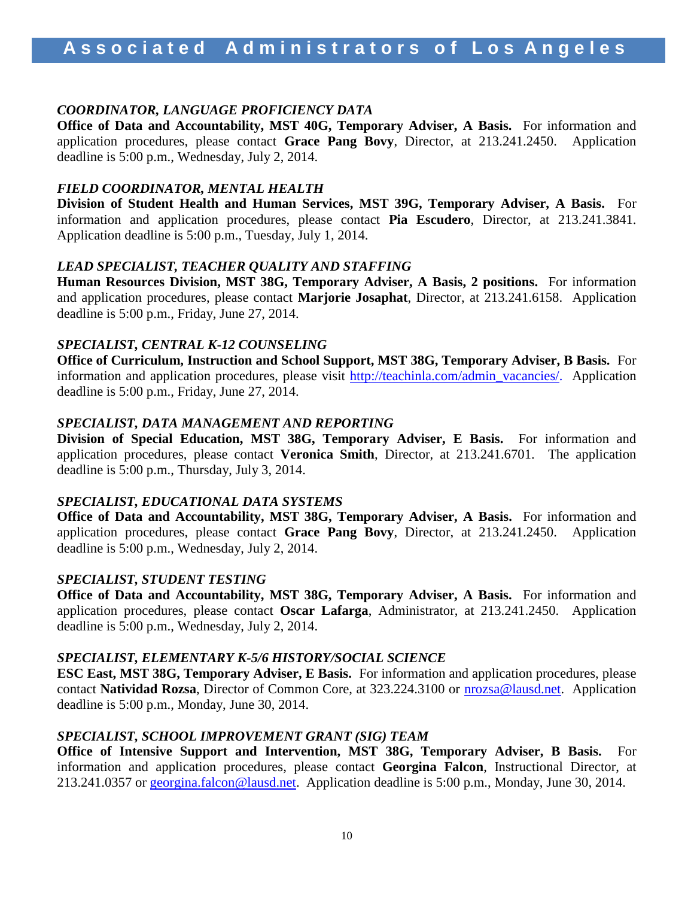*COORDINATOR, LANGUAGE PROFICIENCY DATA*

**Office of Data and Accountability, MST 40G, Temporary Adviser, A Basis.** For information and application procedures, please contact **Grace Pang Bovy**, Director, at 213.241.2450. Application deadline is 5:00 p.m., Wednesday, July 2, 2014.

*FIELD COORDINATOR, MENTAL HEALTH*

**Division of Student Health and Human Services, MST 39G, Temporary Adviser, A Basis.** For information and application procedures, please contact **Pia Escudero**, Director, at 213.241.3841. Application deadline is 5:00 p.m., Tuesday, July 1, 2014.

*LEAD SPECIALIST, TEACHER QUALITY AND STAFFING*

**Human Resources Division, MST 38G, Temporary Adviser, A Basis, 2 positions.** For information and application procedures, please contact **Marjorie Josaphat**, Director, at 213.241.6158. Application deadline is 5:00 p.m., Friday, June 27, 2014.

*SPECIALIST, CENTRAL K-12 COUNSELING*

**Office of Curriculum, Instruction and School Support, MST 38G, Temporary Adviser, B Basis.** For information and application procedures, please visit http://teachinla.com/admin_vacancies/. Application deadline is 5:00 p.m., Friday, June 27, 2014.

*SPECIALIST, DATA MANAGEMENT AND REPORTING*

**Division of Special Education, MST 38G, Temporary Adviser, E Basis.** For information and application procedures, please contact **Veronica Smith**, Director, at 213.241.6701. The application deadline is 5:00 p.m., Thursday, July 3, 2014.

*SPECIALIST, EDUCATIONAL DATA SYSTEMS*

**Office of Data and Accountability, MST 38G, Temporary Adviser, A Basis.** For information and application procedures, please contact **Grace Pang Bovy**, Director, at 213.241.2450. Application deadline is 5:00 p.m., Wednesday, July 2, 2014.

*SPECIALIST, STUDENT TESTING*

**Office of Data and Accountability, MST 38G, Temporary Adviser, A Basis.** For information and application procedures, please contact **Oscar Lafarga**, Administrator, at 213.241.2450. Application deadline is 5:00 p.m., Wednesday, July 2, 2014.

*SPECIALIST, ELEMENTARY K-5/6 HISTORY/SOCIAL SCIENCE*

**ESC East, MST 38G, Temporary Adviser, E Basis.** For information and application procedures, please contact **Natividad Rozsa**, Director of Common Core, at 323.224.3100 or nrozsa@lausd.net. Application deadline is 5:00 p.m., Monday, June 30, 2014.

*SPECIALIST, SCHOOL IMPROVEMENT GRANT (SIG) TEAM*

**Office of Intensive Support and Intervention, MST 38G, Temporary Adviser, B Basis.** For information and application procedures, please contact **Georgina Falcon**, Instructional Director, at 213.241.0357 or georgina.falcon@lausd.net. Application deadline is 5:00 p.m., Monday, June 30, 2014.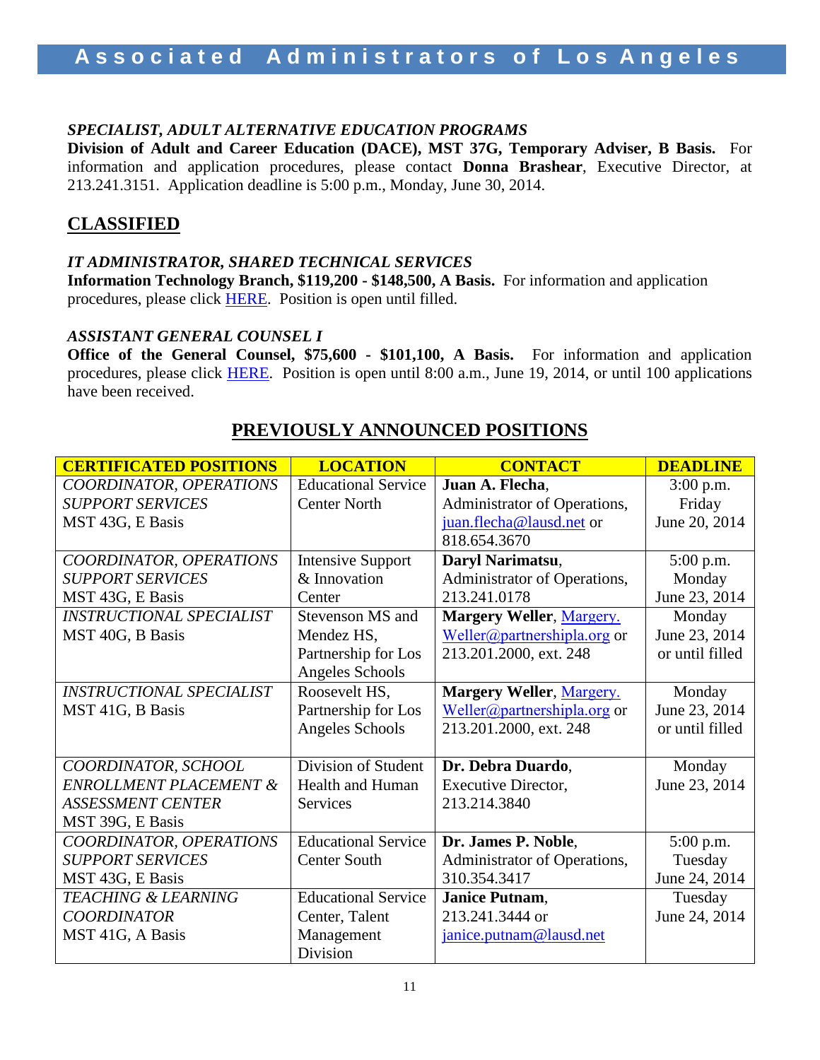***SPECIALIST, ADULT ALTERNATIVE EDUCATION PROGRAMS***
**Division of Adult and Career Education (DACE), MST 37G, Temporary Adviser, B Basis.** For information and application procedures, please contact **Donna Brashear**, Executive Director, at 213.241.3151. Application deadline is 5:00 p.m., Monday, June 30, 2014.

## CLASSIFIED

***IT ADMINISTRATOR, SHARED TECHNICAL SERVICES***
**Information Technology Branch, $119,200 - $148,500, A Basis.** For information and application procedures, please click HERE. Position is open until filled.

***ASSISTANT GENERAL COUNSEL I***
**Office of the General Counsel, $75,600 - $101,100, A Basis.** For information and application procedures, please click HERE. Position is open until 8:00 a.m., June 19, 2014, or until 100 applications have been received.

## PREVIOUSLY ANNOUNCED POSITIONS

| CERTIFICATED POSITIONS | LOCATION | CONTACT | DEADLINE |
|---|---|---|---|
| *COORDINATOR, OPERATIONS SUPPORT SERVICES* MST 43G, E Basis | Educational Service Center North | **Juan A. Flecha**, Administrator of Operations, juan.flecha@lausd.net or 818.654.3670 | 3:00 p.m. Friday June 20, 2014 |
| *COORDINATOR, OPERATIONS SUPPORT SERVICES* MST 43G, E Basis | Intensive Support & Innovation Center | **Daryl Narimatsu**, Administrator of Operations, 213.241.0178 | 5:00 p.m. Monday June 23, 2014 |
| *INSTRUCTIONAL SPECIALIST* MST 40G, B Basis | Stevenson MS and Mendez HS, Partnership for Los Angeles Schools | **Margery Weller**, Margery.Weller@partnershipla.org or 213.201.2000, ext. 248 | Monday June 23, 2014 or until filled |
| *INSTRUCTIONAL SPECIALIST* MST 41G, B Basis | Roosevelt HS, Partnership for Los Angeles Schools | **Margery Weller**, Margery.Weller@partnershipla.org or 213.201.2000, ext. 248 | Monday June 23, 2014 or until filled |
| *COORDINATOR, SCHOOL ENROLLMENT PLACEMENT & ASSESSMENT CENTER* MST 39G, E Basis | Division of Student Health and Human Services | **Dr. Debra Duardo**, Executive Director, 213.214.3840 | Monday June 23, 2014 |
| *COORDINATOR, OPERATIONS SUPPORT SERVICES* MST 43G, E Basis | Educational Service Center South | **Dr. James P. Noble**, Administrator of Operations, 310.354.3417 | 5:00 p.m. Tuesday June 24, 2014 |
| *TEACHING & LEARNING COORDINATOR* MST 41G, A Basis | Educational Service Center, Talent Management Division | **Janice Putnam**, 213.241.3444 or janice.putnam@lausd.net | Tuesday June 24, 2014 |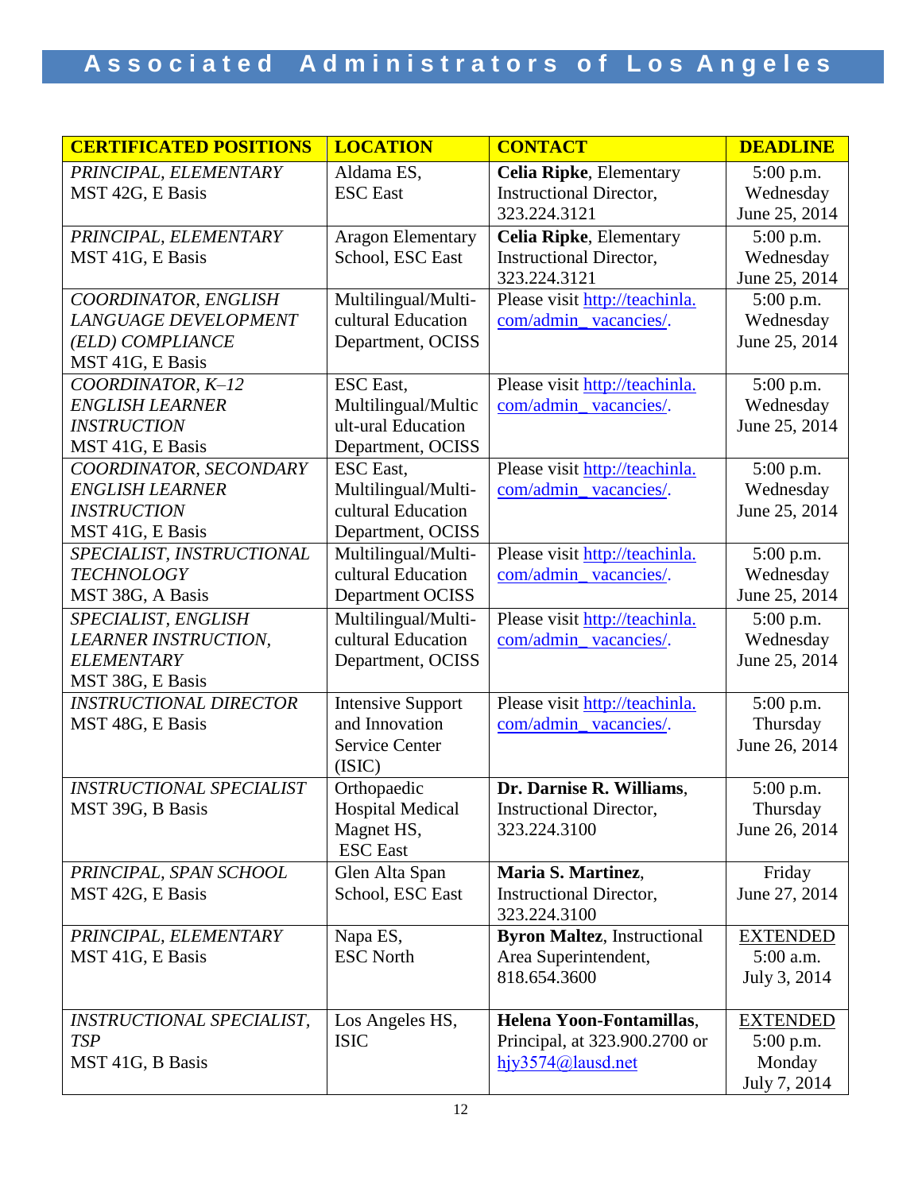| CERTIFICATED POSITIONS | LOCATION | CONTACT | DEADLINE |
|---|---|---|---|
| *PRINCIPAL, ELEMENTARY* MST 42G, E Basis | Aldama ES, ESC East | **Celia Ripke**, Elementary Instructional Director, 323.224.3121 | 5:00 p.m. Wednesday June 25, 2014 |
| *PRINCIPAL, ELEMENTARY* MST 41G, E Basis | Aragon Elementary School, ESC East | **Celia Ripke**, Elementary Instructional Director, 323.224.3121 | 5:00 p.m. Wednesday June 25, 2014 |
| *COORDINATOR, ENGLISH LANGUAGE DEVELOPMENT (ELD) COMPLIANCE* MST 41G, E Basis | Multilingual/Multi-cultural Education Department, OCISS | Please visit http://teachinla.com/admin_vacancies/. | 5:00 p.m. Wednesday June 25, 2014 |
| *COORDINATOR, K–12 ENGLISH LEARNER INSTRUCTION* MST 41G, E Basis | ESC East, Multilingual/Multicult-ural Education Department, OCISS | Please visit http://teachinla.com/admin_vacancies/. | 5:00 p.m. Wednesday June 25, 2014 |
| *COORDINATOR, SECONDARY ENGLISH LEARNER INSTRUCTION* MST 41G, E Basis | ESC East, Multilingual/Multi-cultural Education Department, OCISS | Please visit http://teachinla.com/admin_vacancies/. | 5:00 p.m. Wednesday June 25, 2014 |
| *SPECIALIST, INSTRUCTIONAL TECHNOLOGY* MST 38G, A Basis | Multilingual/Multi-cultural Education Department OCISS | Please visit http://teachinla.com/admin_vacancies/. | 5:00 p.m. Wednesday June 25, 2014 |
| *SPECIALIST, ENGLISH LEARNER INSTRUCTION, ELEMENTARY* MST 38G, E Basis | Multilingual/Multi-cultural Education Department, OCISS | Please visit http://teachinla.com/admin_vacancies/. | 5:00 p.m. Wednesday June 25, 2014 |
| *INSTRUCTIONAL DIRECTOR* MST 48G, E Basis | Intensive Support and Innovation Service Center (ISIC) | Please visit http://teachinla.com/admin_vacancies/. | 5:00 p.m. Thursday June 26, 2014 |
| *INSTRUCTIONAL SPECIALIST* MST 39G, B Basis | Orthopaedic Hospital Medical Magnet HS, ESC East | **Dr. Darnise R. Williams**, Instructional Director, 323.224.3100 | 5:00 p.m. Thursday June 26, 2014 |
| *PRINCIPAL, SPAN SCHOOL* MST 42G, E Basis | Glen Alta Span School, ESC East | **Maria S. Martinez**, Instructional Director, 323.224.3100 | Friday June 27, 2014 |
| *PRINCIPAL, ELEMENTARY* MST 41G, E Basis | Napa ES, ESC North | **Byron Maltez**, Instructional Area Superintendent, 818.654.3600 | EXTENDED 5:00 a.m. July 3, 2014 |
| *INSTRUCTIONAL SPECIALIST, TSP* MST 41G, B Basis | Los Angeles HS, ISIC | **Helena Yoon-Fontamillas**, Principal, at 323.900.2700 or hjy3574@lausd.net | EXTENDED 5:00 p.m. Monday July 7, 2014 |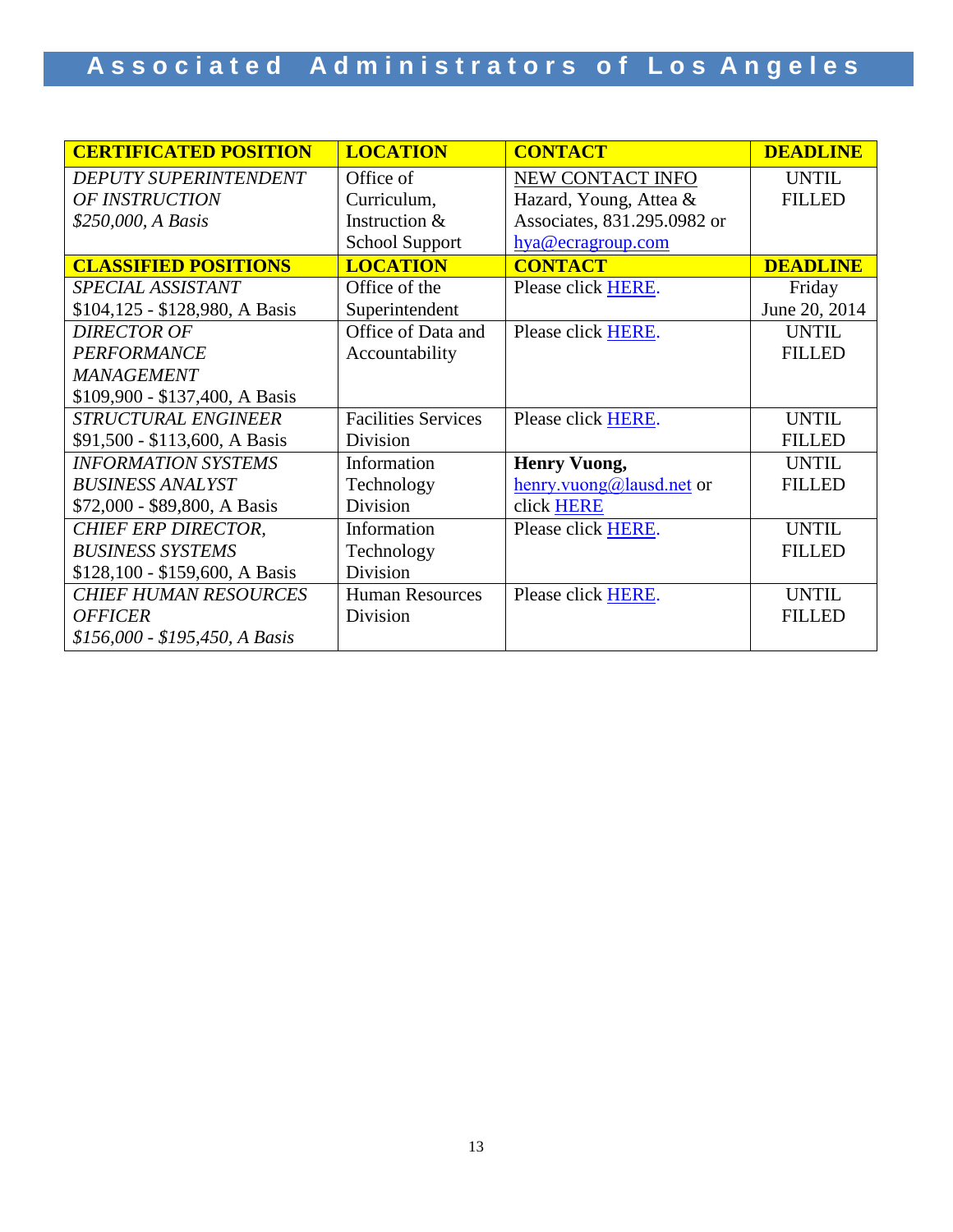# Associated Administrators of Los Angeles

| **CERTIFICATED POSITION** | **LOCATION** | **CONTACT** | **DEADLINE** |
|---|---|---|---|
| *DEPUTY SUPERINTENDENT OF INSTRUCTION* *$250,000, A Basis* | Office of Curriculum, Instruction & School Support | NEW CONTACT INFO Hazard, Young, Attea & Associates, 831.295.0982 or hya@ecragroup.com | UNTIL FILLED |
| **CLASSIFIED POSITIONS** | **LOCATION** | **CONTACT** | **DEADLINE** |
| *SPECIAL ASSISTANT* $104,125 - $128,980, A Basis | Office of the Superintendent | Please click HERE. | Friday June 20, 2014 |
| *DIRECTOR OF PERFORMANCE MANAGEMENT* $109,900 - $137,400, A Basis | Office of Data and Accountability | Please click HERE. | UNTIL FILLED |
| *STRUCTURAL ENGINEER* $91,500 - $113,600, A Basis | Facilities Services Division | Please click HERE. | UNTIL FILLED |
| *INFORMATION SYSTEMS BUSINESS ANALYST* $72,000 - $89,800, A Basis | Information Technology Division | **Henry Vuong,** henry.vuong@lausd.net or click HERE | UNTIL FILLED |
| *CHIEF ERP DIRECTOR, BUSINESS SYSTEMS* $128,100 - $159,600, A Basis | Information Technology Division | Please click HERE. | UNTIL FILLED |
| *CHIEF HUMAN RESOURCES OFFICER* *$156,000 - $195,450, A Basis* | Human Resources Division | Please click HERE. | UNTIL FILLED |